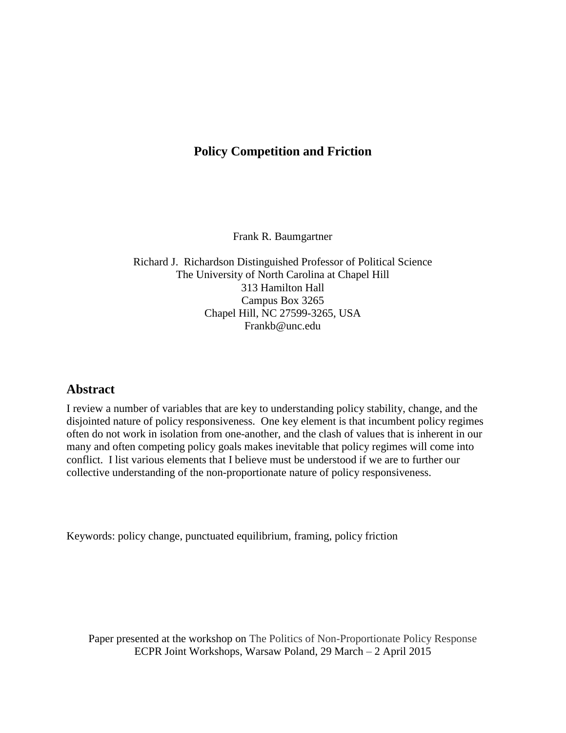# Policy Competition and Friction

Frank R. Baumgartner

Richard J. Richardson Distinguished Professor of Political Science
The University of North Carolina at Chapel Hill
313 Hamilton Hall
Campus Box 3265
Chapel Hill, NC 27599-3265, USA
Frankb@unc.edu

## Abstract

I review a number of variables that are key to understanding policy stability, change, and the disjointed nature of policy responsiveness. One key element is that incumbent policy regimes often do not work in isolation from one-another, and the clash of values that is inherent in our many and often competing policy goals makes inevitable that policy regimes will come into conflict. I list various elements that I believe must be understood if we are to further our collective understanding of the non-proportionate nature of policy responsiveness.

Keywords: policy change, punctuated equilibrium, framing, policy friction

Paper presented at the workshop on The Politics of Non-Proportionate Policy Response
ECPR Joint Workshops, Warsaw Poland, 29 March – 2 April 2015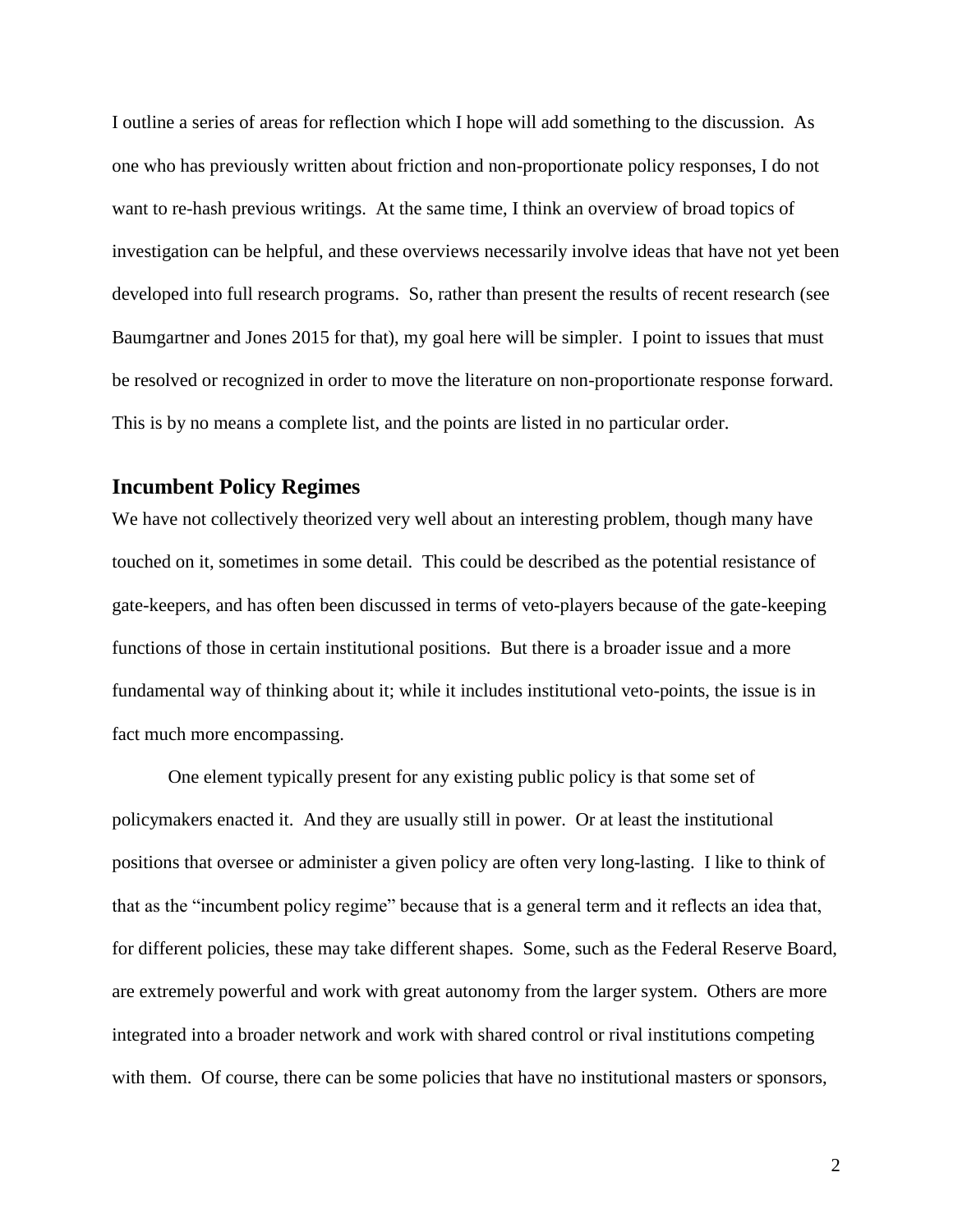I outline a series of areas for reflection which I hope will add something to the discussion. As one who has previously written about friction and non-proportionate policy responses, I do not want to re-hash previous writings. At the same time, I think an overview of broad topics of investigation can be helpful, and these overviews necessarily involve ideas that have not yet been developed into full research programs. So, rather than present the results of recent research (see Baumgartner and Jones 2015 for that), my goal here will be simpler. I point to issues that must be resolved or recognized in order to move the literature on non-proportionate response forward. This is by no means a complete list, and the points are listed in no particular order.

## Incumbent Policy Regimes

We have not collectively theorized very well about an interesting problem, though many have touched on it, sometimes in some detail. This could be described as the potential resistance of gate-keepers, and has often been discussed in terms of veto-players because of the gate-keeping functions of those in certain institutional positions. But there is a broader issue and a more fundamental way of thinking about it; while it includes institutional veto-points, the issue is in fact much more encompassing.

One element typically present for any existing public policy is that some set of policymakers enacted it. And they are usually still in power. Or at least the institutional positions that oversee or administer a given policy are often very long-lasting. I like to think of that as the "incumbent policy regime" because that is a general term and it reflects an idea that, for different policies, these may take different shapes. Some, such as the Federal Reserve Board, are extremely powerful and work with great autonomy from the larger system. Others are more integrated into a broader network and work with shared control or rival institutions competing with them. Of course, there can be some policies that have no institutional masters or sponsors,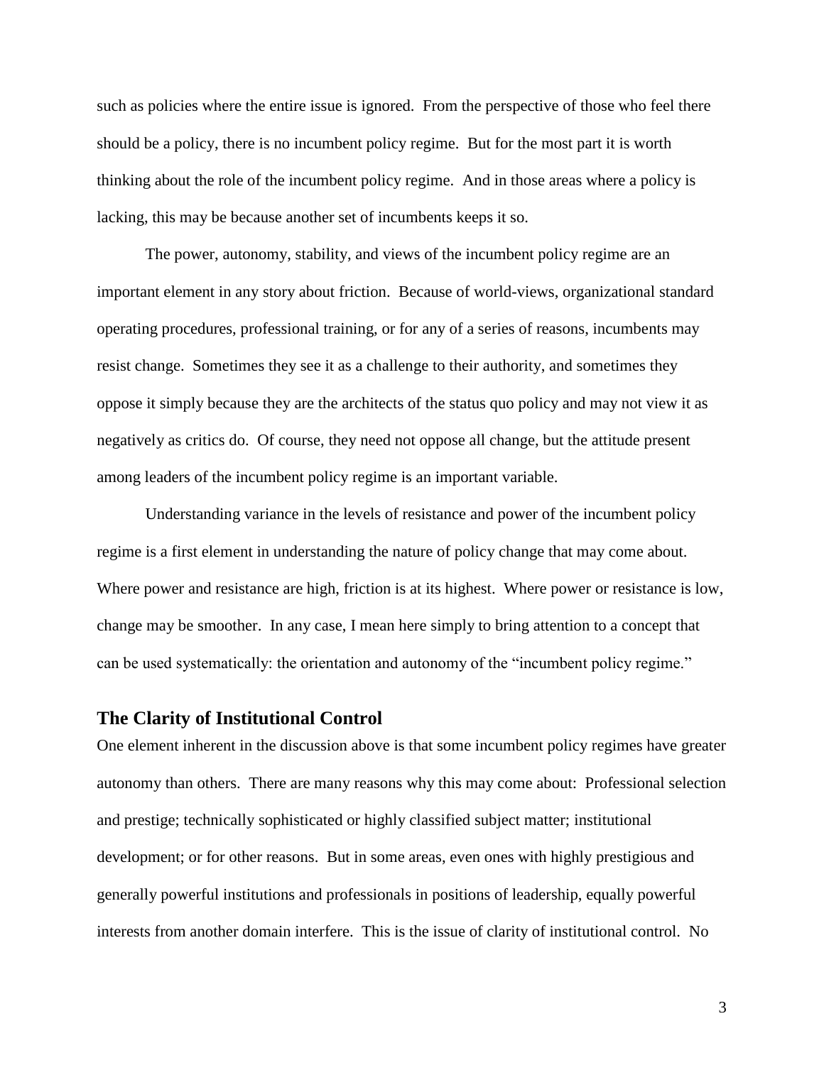such as policies where the entire issue is ignored. From the perspective of those who feel there should be a policy, there is no incumbent policy regime. But for the most part it is worth thinking about the role of the incumbent policy regime. And in those areas where a policy is lacking, this may be because another set of incumbents keeps it so.

The power, autonomy, stability, and views of the incumbent policy regime are an important element in any story about friction. Because of world-views, organizational standard operating procedures, professional training, or for any of a series of reasons, incumbents may resist change. Sometimes they see it as a challenge to their authority, and sometimes they oppose it simply because they are the architects of the status quo policy and may not view it as negatively as critics do. Of course, they need not oppose all change, but the attitude present among leaders of the incumbent policy regime is an important variable.

Understanding variance in the levels of resistance and power of the incumbent policy regime is a first element in understanding the nature of policy change that may come about. Where power and resistance are high, friction is at its highest. Where power or resistance is low, change may be smoother. In any case, I mean here simply to bring attention to a concept that can be used systematically: the orientation and autonomy of the "incumbent policy regime."

## The Clarity of Institutional Control

One element inherent in the discussion above is that some incumbent policy regimes have greater autonomy than others. There are many reasons why this may come about: Professional selection and prestige; technically sophisticated or highly classified subject matter; institutional development; or for other reasons. But in some areas, even ones with highly prestigious and generally powerful institutions and professionals in positions of leadership, equally powerful interests from another domain interfere. This is the issue of clarity of institutional control. No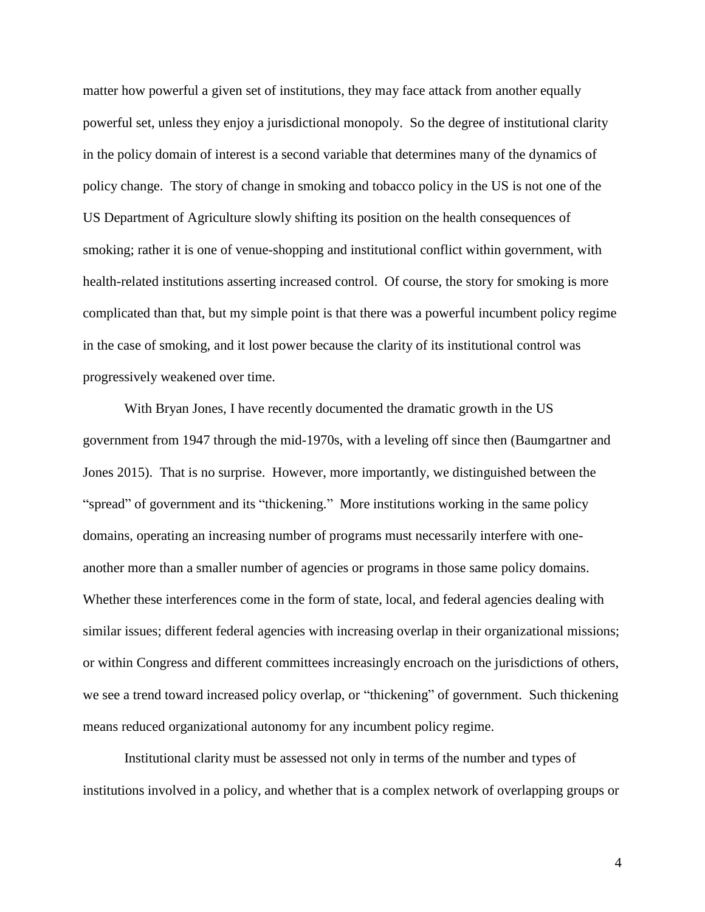matter how powerful a given set of institutions, they may face attack from another equally powerful set, unless they enjoy a jurisdictional monopoly. So the degree of institutional clarity in the policy domain of interest is a second variable that determines many of the dynamics of policy change. The story of change in smoking and tobacco policy in the US is not one of the US Department of Agriculture slowly shifting its position on the health consequences of smoking; rather it is one of venue-shopping and institutional conflict within government, with health-related institutions asserting increased control. Of course, the story for smoking is more complicated than that, but my simple point is that there was a powerful incumbent policy regime in the case of smoking, and it lost power because the clarity of its institutional control was progressively weakened over time.

With Bryan Jones, I have recently documented the dramatic growth in the US government from 1947 through the mid-1970s, with a leveling off since then (Baumgartner and Jones 2015). That is no surprise. However, more importantly, we distinguished between the "spread" of government and its "thickening." More institutions working in the same policy domains, operating an increasing number of programs must necessarily interfere with one-another more than a smaller number of agencies or programs in those same policy domains. Whether these interferences come in the form of state, local, and federal agencies dealing with similar issues; different federal agencies with increasing overlap in their organizational missions; or within Congress and different committees increasingly encroach on the jurisdictions of others, we see a trend toward increased policy overlap, or "thickening" of government. Such thickening means reduced organizational autonomy for any incumbent policy regime.

Institutional clarity must be assessed not only in terms of the number and types of institutions involved in a policy, and whether that is a complex network of overlapping groups or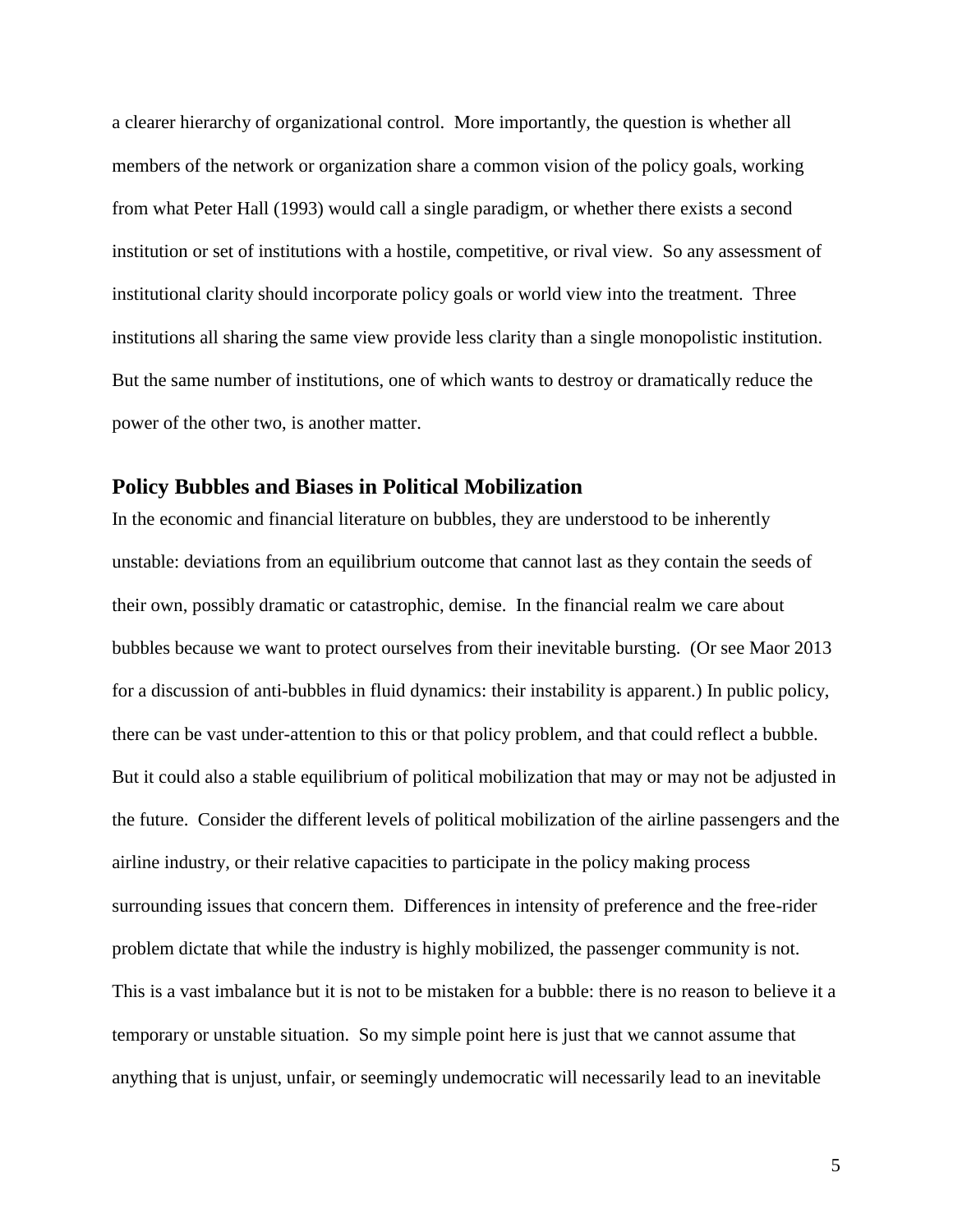a clearer hierarchy of organizational control. More importantly, the question is whether all members of the network or organization share a common vision of the policy goals, working from what Peter Hall (1993) would call a single paradigm, or whether there exists a second institution or set of institutions with a hostile, competitive, or rival view. So any assessment of institutional clarity should incorporate policy goals or world view into the treatment. Three institutions all sharing the same view provide less clarity than a single monopolistic institution. But the same number of institutions, one of which wants to destroy or dramatically reduce the power of the other two, is another matter.

## Policy Bubbles and Biases in Political Mobilization

In the economic and financial literature on bubbles, they are understood to be inherently unstable: deviations from an equilibrium outcome that cannot last as they contain the seeds of their own, possibly dramatic or catastrophic, demise. In the financial realm we care about bubbles because we want to protect ourselves from their inevitable bursting. (Or see Maor 2013 for a discussion of anti-bubbles in fluid dynamics: their instability is apparent.) In public policy, there can be vast under-attention to this or that policy problem, and that could reflect a bubble. But it could also a stable equilibrium of political mobilization that may or may not be adjusted in the future. Consider the different levels of political mobilization of the airline passengers and the airline industry, or their relative capacities to participate in the policy making process surrounding issues that concern them. Differences in intensity of preference and the free-rider problem dictate that while the industry is highly mobilized, the passenger community is not. This is a vast imbalance but it is not to be mistaken for a bubble: there is no reason to believe it a temporary or unstable situation. So my simple point here is just that we cannot assume that anything that is unjust, unfair, or seemingly undemocratic will necessarily lead to an inevitable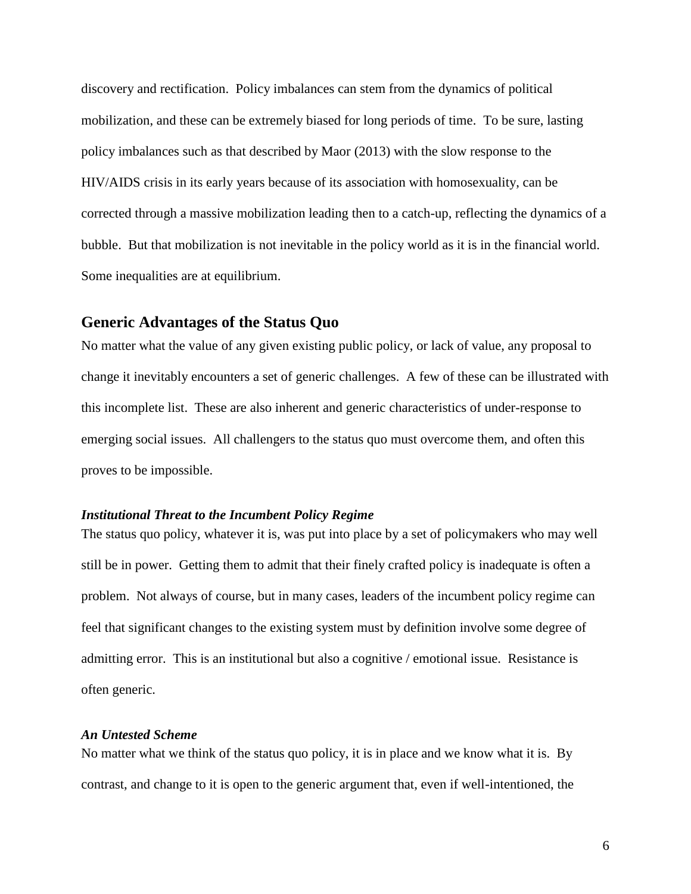discovery and rectification. Policy imbalances can stem from the dynamics of political mobilization, and these can be extremely biased for long periods of time. To be sure, lasting policy imbalances such as that described by Maor (2013) with the slow response to the HIV/AIDS crisis in its early years because of its association with homosexuality, can be corrected through a massive mobilization leading then to a catch-up, reflecting the dynamics of a bubble. But that mobilization is not inevitable in the policy world as it is in the financial world. Some inequalities are at equilibrium.

## Generic Advantages of the Status Quo

No matter what the value of any given existing public policy, or lack of value, any proposal to change it inevitably encounters a set of generic challenges. A few of these can be illustrated with this incomplete list. These are also inherent and generic characteristics of under-response to emerging social issues. All challengers to the status quo must overcome them, and often this proves to be impossible.

### *Institutional Threat to the Incumbent Policy Regime*

The status quo policy, whatever it is, was put into place by a set of policymakers who may well still be in power. Getting them to admit that their finely crafted policy is inadequate is often a problem. Not always of course, but in many cases, leaders of the incumbent policy regime can feel that significant changes to the existing system must by definition involve some degree of admitting error. This is an institutional but also a cognitive / emotional issue. Resistance is often generic.

### *An Untested Scheme*

No matter what we think of the status quo policy, it is in place and we know what it is. By contrast, and change to it is open to the generic argument that, even if well-intentioned, the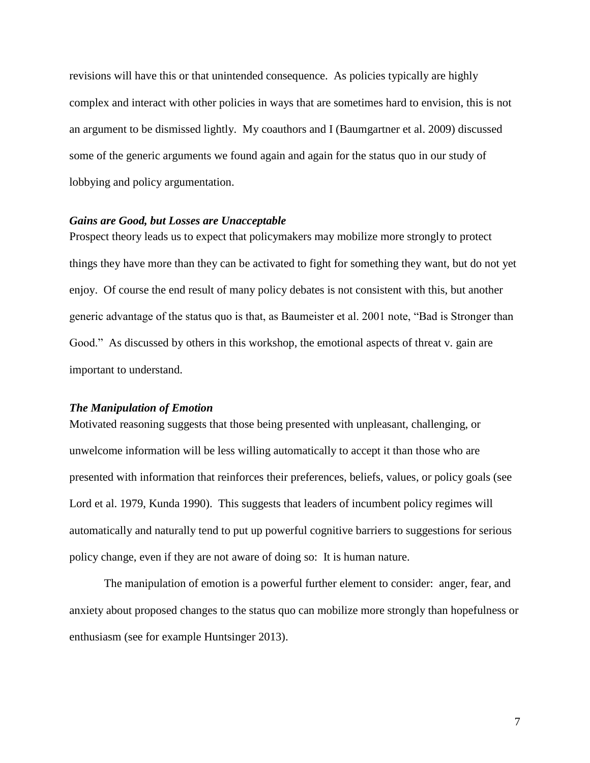revisions will have this or that unintended consequence. As policies typically are highly complex and interact with other policies in ways that are sometimes hard to envision, this is not an argument to be dismissed lightly. My coauthors and I (Baumgartner et al. 2009) discussed some of the generic arguments we found again and again for the status quo in our study of lobbying and policy argumentation.

### *Gains are Good, but Losses are Unacceptable*

Prospect theory leads us to expect that policymakers may mobilize more strongly to protect things they have more than they can be activated to fight for something they want, but do not yet enjoy. Of course the end result of many policy debates is not consistent with this, but another generic advantage of the status quo is that, as Baumeister et al. 2001 note, "Bad is Stronger than Good." As discussed by others in this workshop, the emotional aspects of threat v. gain are important to understand.

### *The Manipulation of Emotion*

Motivated reasoning suggests that those being presented with unpleasant, challenging, or unwelcome information will be less willing automatically to accept it than those who are presented with information that reinforces their preferences, beliefs, values, or policy goals (see Lord et al. 1979, Kunda 1990). This suggests that leaders of incumbent policy regimes will automatically and naturally tend to put up powerful cognitive barriers to suggestions for serious policy change, even if they are not aware of doing so: It is human nature.

The manipulation of emotion is a powerful further element to consider: anger, fear, and anxiety about proposed changes to the status quo can mobilize more strongly than hopefulness or enthusiasm (see for example Huntsinger 2013).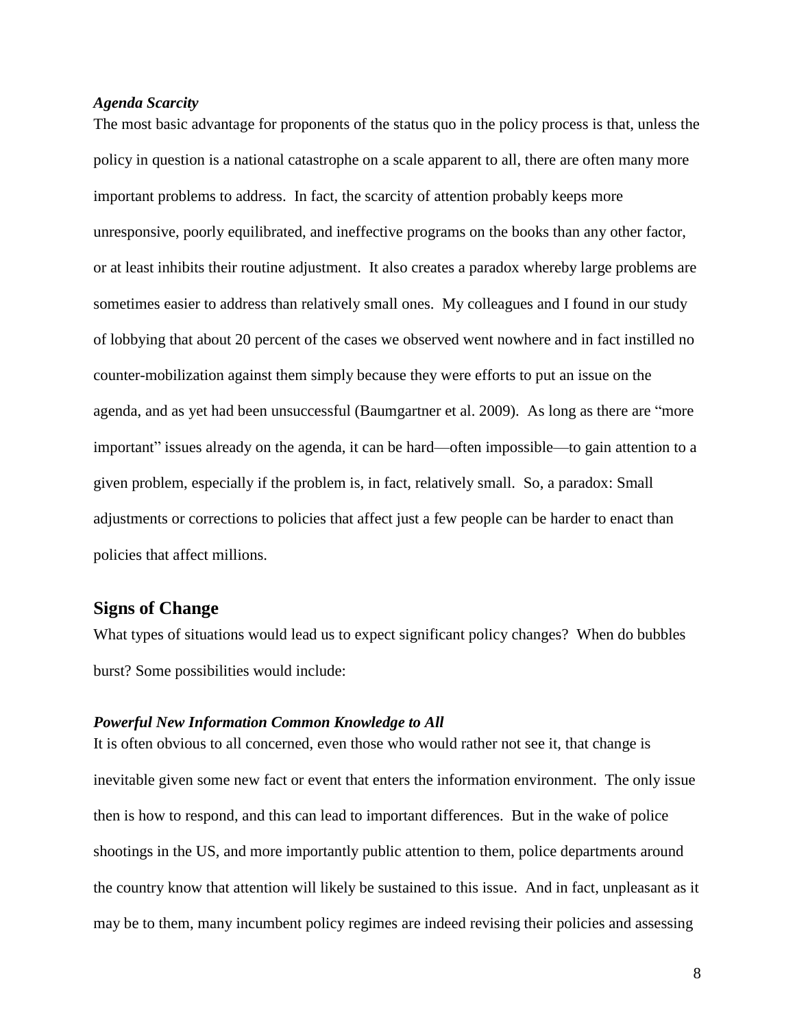### *Agenda Scarcity*

The most basic advantage for proponents of the status quo in the policy process is that, unless the policy in question is a national catastrophe on a scale apparent to all, there are often many more important problems to address. In fact, the scarcity of attention probably keeps more unresponsive, poorly equilibrated, and ineffective programs on the books than any other factor, or at least inhibits their routine adjustment. It also creates a paradox whereby large problems are sometimes easier to address than relatively small ones. My colleagues and I found in our study of lobbying that about 20 percent of the cases we observed went nowhere and in fact instilled no counter-mobilization against them simply because they were efforts to put an issue on the agenda, and as yet had been unsuccessful (Baumgartner et al. 2009). As long as there are "more important" issues already on the agenda, it can be hard—often impossible—to gain attention to a given problem, especially if the problem is, in fact, relatively small. So, a paradox: Small adjustments or corrections to policies that affect just a few people can be harder to enact than policies that affect millions.

## Signs of Change

What types of situations would lead us to expect significant policy changes? When do bubbles burst? Some possibilities would include:

### *Powerful New Information Common Knowledge to All*

It is often obvious to all concerned, even those who would rather not see it, that change is inevitable given some new fact or event that enters the information environment. The only issue then is how to respond, and this can lead to important differences. But in the wake of police shootings in the US, and more importantly public attention to them, police departments around the country know that attention will likely be sustained to this issue. And in fact, unpleasant as it may be to them, many incumbent policy regimes are indeed revising their policies and assessing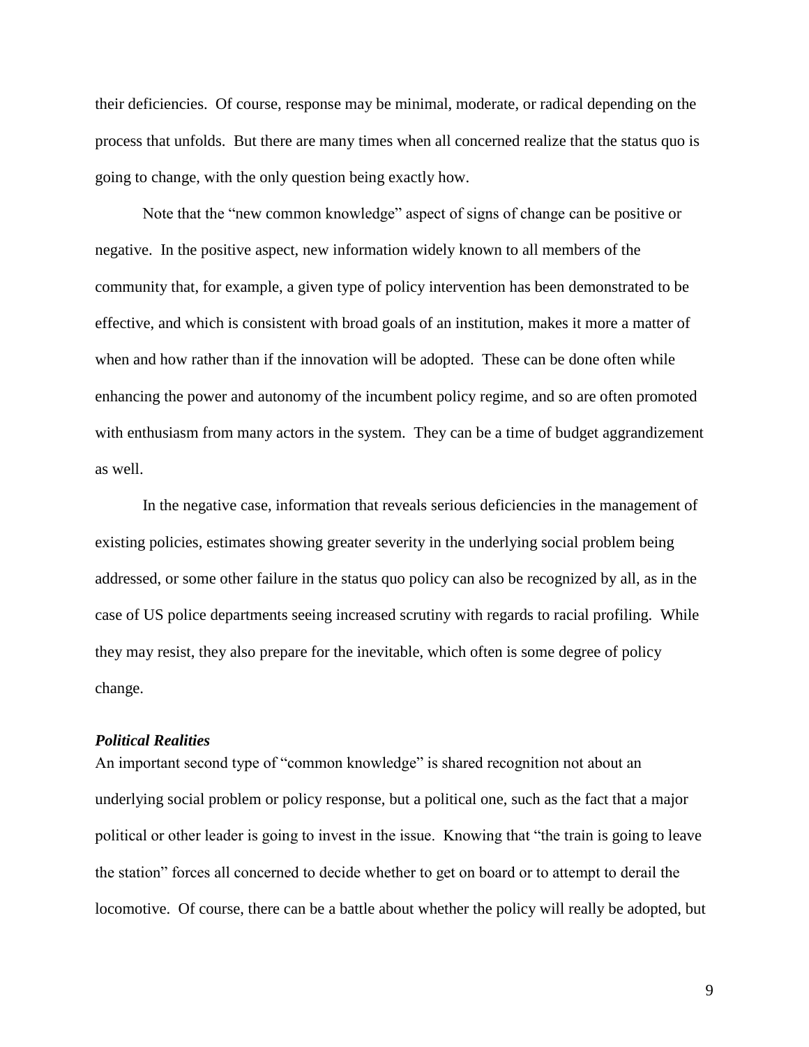their deficiencies. Of course, response may be minimal, moderate, or radical depending on the process that unfolds. But there are many times when all concerned realize that the status quo is going to change, with the only question being exactly how.

Note that the "new common knowledge" aspect of signs of change can be positive or negative. In the positive aspect, new information widely known to all members of the community that, for example, a given type of policy intervention has been demonstrated to be effective, and which is consistent with broad goals of an institution, makes it more a matter of when and how rather than if the innovation will be adopted. These can be done often while enhancing the power and autonomy of the incumbent policy regime, and so are often promoted with enthusiasm from many actors in the system. They can be a time of budget aggrandizement as well.

In the negative case, information that reveals serious deficiencies in the management of existing policies, estimates showing greater severity in the underlying social problem being addressed, or some other failure in the status quo policy can also be recognized by all, as in the case of US police departments seeing increased scrutiny with regards to racial profiling. While they may resist, they also prepare for the inevitable, which often is some degree of policy change.

### *Political Realities*

An important second type of "common knowledge" is shared recognition not about an underlying social problem or policy response, but a political one, such as the fact that a major political or other leader is going to invest in the issue. Knowing that "the train is going to leave the station" forces all concerned to decide whether to get on board or to attempt to derail the locomotive. Of course, there can be a battle about whether the policy will really be adopted, but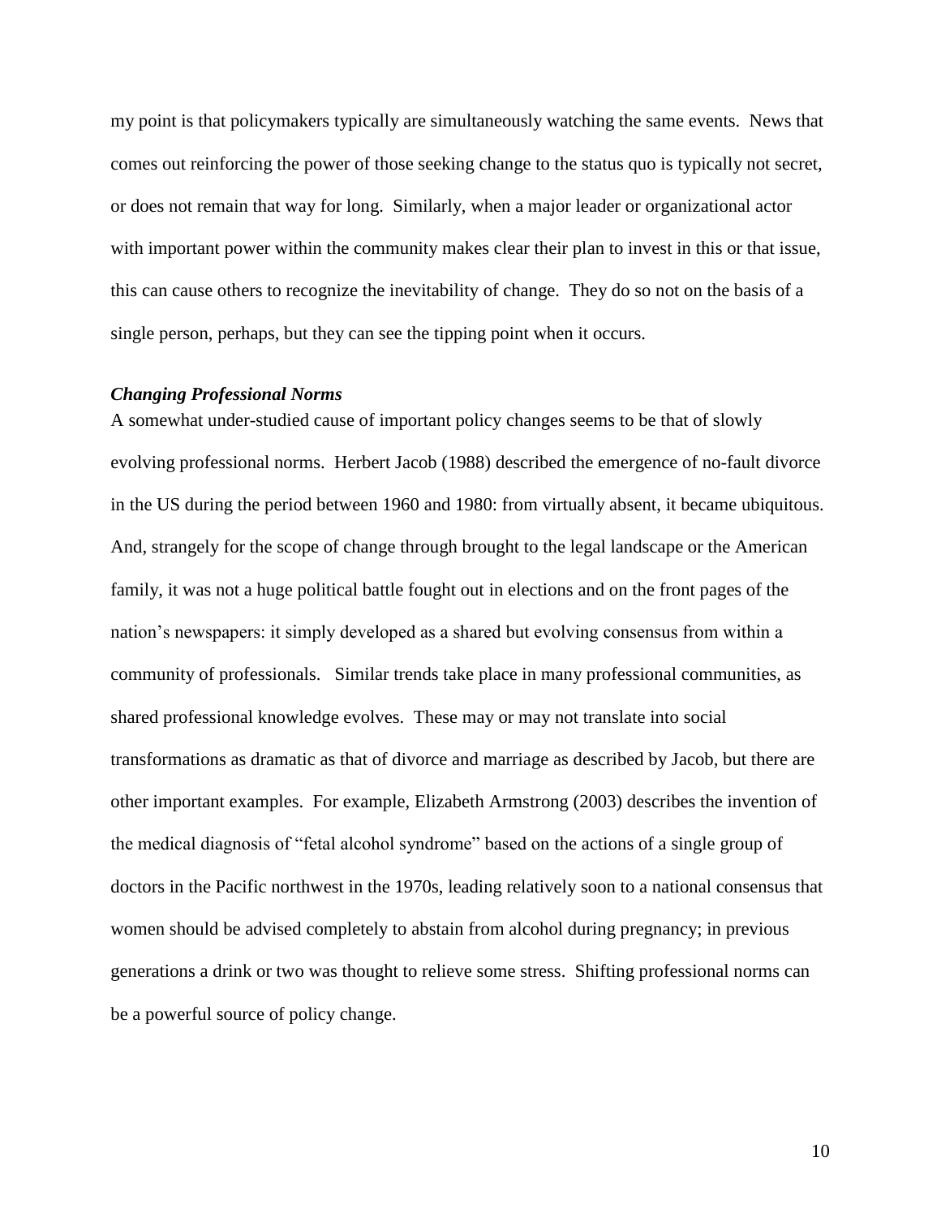my point is that policymakers typically are simultaneously watching the same events. News that comes out reinforcing the power of those seeking change to the status quo is typically not secret, or does not remain that way for long. Similarly, when a major leader or organizational actor with important power within the community makes clear their plan to invest in this or that issue, this can cause others to recognize the inevitability of change. They do so not on the basis of a single person, perhaps, but they can see the tipping point when it occurs.

***Changing Professional Norms***

A somewhat under-studied cause of important policy changes seems to be that of slowly evolving professional norms. Herbert Jacob (1988) described the emergence of no-fault divorce in the US during the period between 1960 and 1980: from virtually absent, it became ubiquitous. And, strangely for the scope of change through brought to the legal landscape or the American family, it was not a huge political battle fought out in elections and on the front pages of the nation's newspapers: it simply developed as a shared but evolving consensus from within a community of professionals. Similar trends take place in many professional communities, as shared professional knowledge evolves. These may or may not translate into social transformations as dramatic as that of divorce and marriage as described by Jacob, but there are other important examples. For example, Elizabeth Armstrong (2003) describes the invention of the medical diagnosis of "fetal alcohol syndrome" based on the actions of a single group of doctors in the Pacific northwest in the 1970s, leading relatively soon to a national consensus that women should be advised completely to abstain from alcohol during pregnancy; in previous generations a drink or two was thought to relieve some stress. Shifting professional norms can be a powerful source of policy change.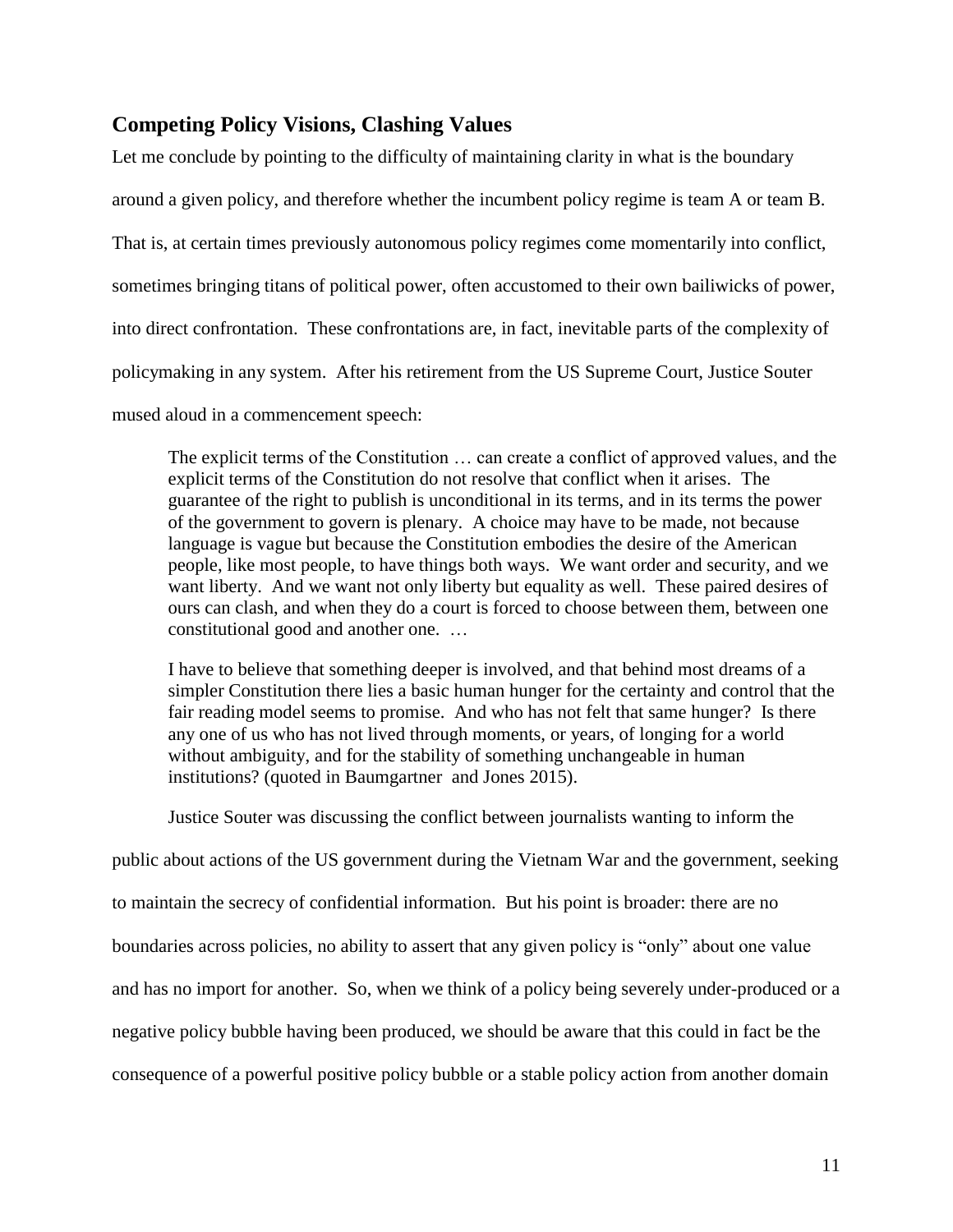## Competing Policy Visions, Clashing Values

Let me conclude by pointing to the difficulty of maintaining clarity in what is the boundary around a given policy, and therefore whether the incumbent policy regime is team A or team B. That is, at certain times previously autonomous policy regimes come momentarily into conflict, sometimes bringing titans of political power, often accustomed to their own bailiwicks of power, into direct confrontation. These confrontations are, in fact, inevitable parts of the complexity of policymaking in any system. After his retirement from the US Supreme Court, Justice Souter mused aloud in a commencement speech:

> The explicit terms of the Constitution … can create a conflict of approved values, and the explicit terms of the Constitution do not resolve that conflict when it arises. The guarantee of the right to publish is unconditional in its terms, and in its terms the power of the government to govern is plenary. A choice may have to be made, not because language is vague but because the Constitution embodies the desire of the American people, like most people, to have things both ways. We want order and security, and we want liberty. And we want not only liberty but equality as well. These paired desires of ours can clash, and when they do a court is forced to choose between them, between one constitutional good and another one. …
>
> I have to believe that something deeper is involved, and that behind most dreams of a simpler Constitution there lies a basic human hunger for the certainty and control that the fair reading model seems to promise. And who has not felt that same hunger? Is there any one of us who has not lived through moments, or years, of longing for a world without ambiguity, and for the stability of something unchangeable in human institutions? (quoted in Baumgartner and Jones 2015).

Justice Souter was discussing the conflict between journalists wanting to inform the public about actions of the US government during the Vietnam War and the government, seeking to maintain the secrecy of confidential information. But his point is broader: there are no boundaries across policies, no ability to assert that any given policy is "only" about one value and has no import for another. So, when we think of a policy being severely under-produced or a negative policy bubble having been produced, we should be aware that this could in fact be the consequence of a powerful positive policy bubble or a stable policy action from another domain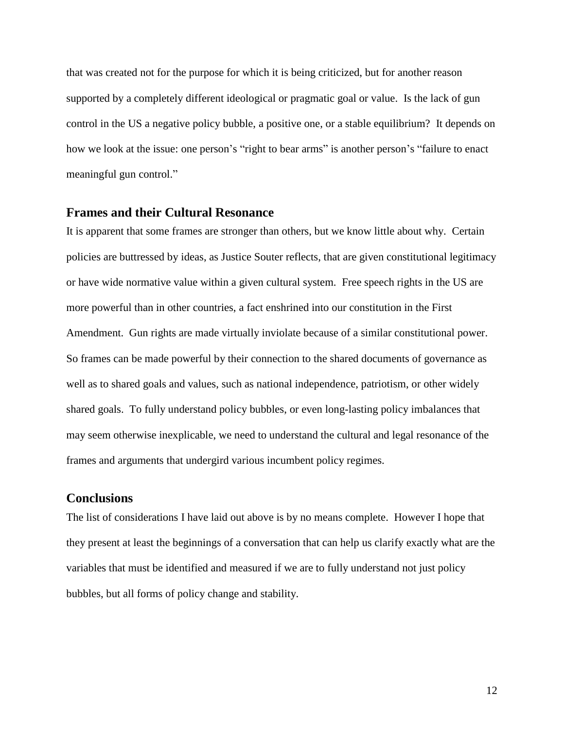that was created not for the purpose for which it is being criticized, but for another reason supported by a completely different ideological or pragmatic goal or value. Is the lack of gun control in the US a negative policy bubble, a positive one, or a stable equilibrium? It depends on how we look at the issue: one person's "right to bear arms" is another person's "failure to enact meaningful gun control."

## Frames and their Cultural Resonance

It is apparent that some frames are stronger than others, but we know little about why. Certain policies are buttressed by ideas, as Justice Souter reflects, that are given constitutional legitimacy or have wide normative value within a given cultural system. Free speech rights in the US are more powerful than in other countries, a fact enshrined into our constitution in the First Amendment. Gun rights are made virtually inviolate because of a similar constitutional power. So frames can be made powerful by their connection to the shared documents of governance as well as to shared goals and values, such as national independence, patriotism, or other widely shared goals. To fully understand policy bubbles, or even long-lasting policy imbalances that may seem otherwise inexplicable, we need to understand the cultural and legal resonance of the frames and arguments that undergird various incumbent policy regimes.

## Conclusions

The list of considerations I have laid out above is by no means complete. However I hope that they present at least the beginnings of a conversation that can help us clarify exactly what are the variables that must be identified and measured if we are to fully understand not just policy bubbles, but all forms of policy change and stability.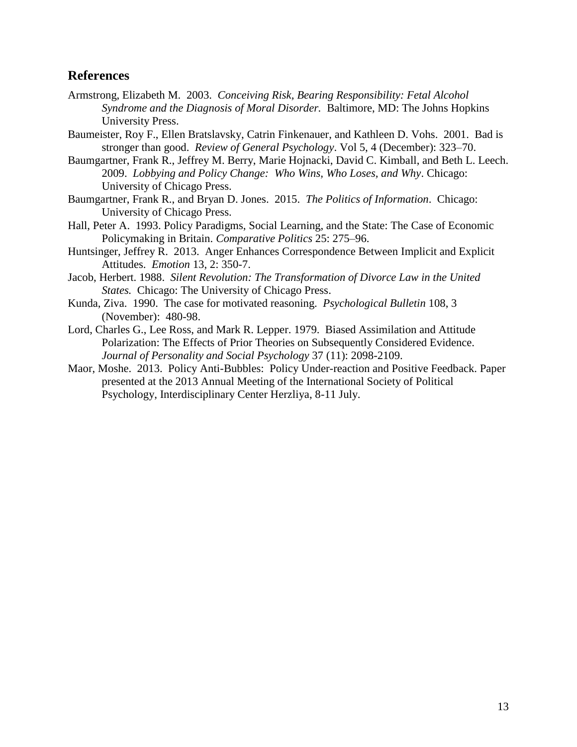## References

Armstrong, Elizabeth M. 2003. *Conceiving Risk, Bearing Responsibility: Fetal Alcohol Syndrome and the Diagnosis of Moral Disorder.* Baltimore, MD: The Johns Hopkins University Press.

Baumeister, Roy F., Ellen Bratslavsky, Catrin Finkenauer, and Kathleen D. Vohs. 2001. Bad is stronger than good. *Review of General Psychology*. Vol 5, 4 (December): 323–70.

Baumgartner, Frank R., Jeffrey M. Berry, Marie Hojnacki, David C. Kimball, and Beth L. Leech. 2009. *Lobbying and Policy Change: Who Wins, Who Loses, and Why*. Chicago: University of Chicago Press.

Baumgartner, Frank R., and Bryan D. Jones. 2015. *The Politics of Information*. Chicago: University of Chicago Press.

Hall, Peter A. 1993. Policy Paradigms, Social Learning, and the State: The Case of Economic Policymaking in Britain. *Comparative Politics* 25: 275–96.

Huntsinger, Jeffrey R. 2013. Anger Enhances Correspondence Between Implicit and Explicit Attitudes. *Emotion* 13, 2: 350-7.

Jacob, Herbert. 1988. *Silent Revolution: The Transformation of Divorce Law in the United States.* Chicago: The University of Chicago Press.

Kunda, Ziva. 1990. The case for motivated reasoning. *Psychological Bulletin* 108, 3 (November): 480-98.

Lord, Charles G., Lee Ross, and Mark R. Lepper. 1979. Biased Assimilation and Attitude Polarization: The Effects of Prior Theories on Subsequently Considered Evidence. *Journal of Personality and Social Psychology* 37 (11): 2098-2109.

Maor, Moshe. 2013. Policy Anti-Bubbles: Policy Under-reaction and Positive Feedback. Paper presented at the 2013 Annual Meeting of the International Society of Political Psychology, Interdisciplinary Center Herzliya, 8-11 July.